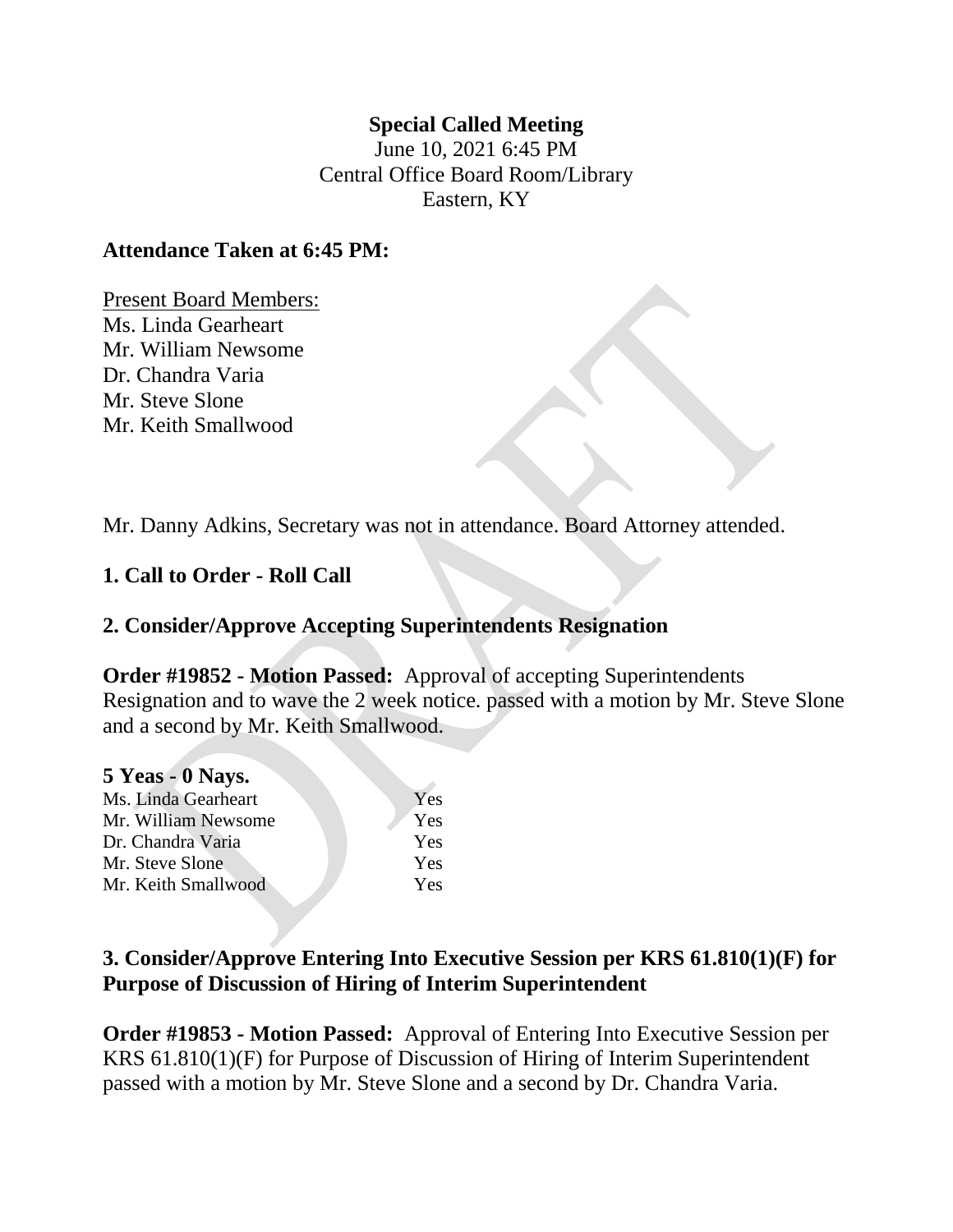**Special Called Meeting**

June 10, 2021 6:45 PM
Central Office Board Room/Library
Eastern, KY

**Attendance Taken at 6:45 PM:**

Present Board Members:
Ms. Linda Gearheart
Mr. William Newsome
Dr. Chandra Varia
Mr. Steve Slone
Mr. Keith Smallwood

Mr. Danny Adkins, Secretary was not in attendance. Board Attorney attended.

## 1. Call to Order - Roll Call

## 2. Consider/Approve Accepting Superintendents Resignation

**Order #19852 - Motion Passed:** Approval of accepting Superintendents Resignation and to wave the 2 week notice. passed with a motion by Mr. Steve Slone and a second by Mr. Keith Smallwood.

**5 Yeas - 0 Nays.**

| | |
|---|---|
| Ms. Linda Gearheart | Yes |
| Mr. William Newsome | Yes |
| Dr. Chandra Varia | Yes |
| Mr. Steve Slone | Yes |
| Mr. Keith Smallwood | Yes |

## 3. Consider/Approve Entering Into Executive Session per KRS 61.810(1)(F) for Purpose of Discussion of Hiring of Interim Superintendent

**Order #19853 - Motion Passed:** Approval of Entering Into Executive Session per KRS 61.810(1)(F) for Purpose of Discussion of Hiring of Interim Superintendent passed with a motion by Mr. Steve Slone and a second by Dr. Chandra Varia.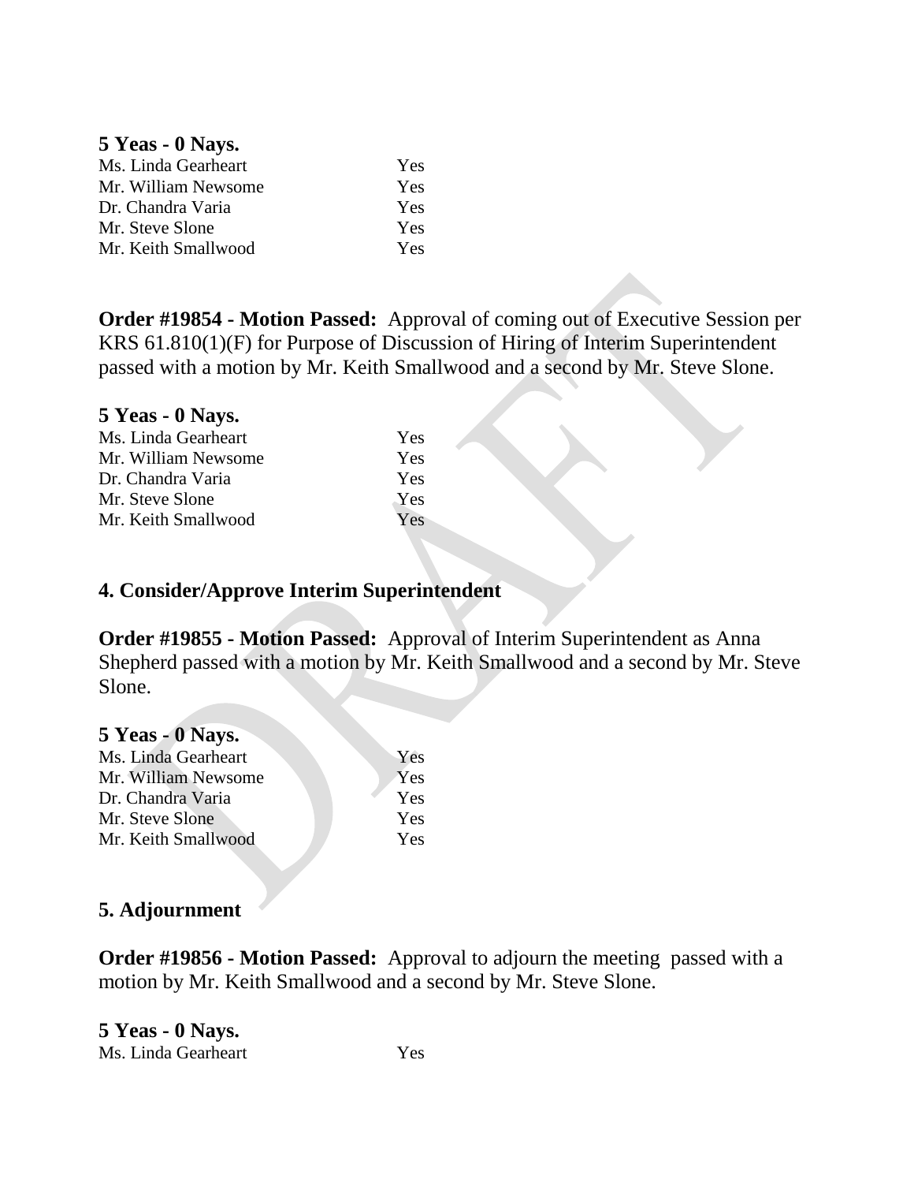**5 Yeas - 0 Nays.**

| | |
|---|---|
| Ms. Linda Gearheart | Yes |
| Mr. William Newsome | Yes |
| Dr. Chandra Varia | Yes |
| Mr. Steve Slone | Yes |
| Mr. Keith Smallwood | Yes |

**Order #19854 - Motion Passed:** Approval of coming out of Executive Session per KRS 61.810(1)(F) for Purpose of Discussion of Hiring of Interim Superintendent passed with a motion by Mr. Keith Smallwood and a second by Mr. Steve Slone.

**5 Yeas - 0 Nays.**

| | |
|---|---|
| Ms. Linda Gearheart | Yes |
| Mr. William Newsome | Yes |
| Dr. Chandra Varia | Yes |
| Mr. Steve Slone | Yes |
| Mr. Keith Smallwood | Yes |

## 4. Consider/Approve Interim Superintendent

**Order #19855 - Motion Passed:** Approval of Interim Superintendent as Anna Shepherd passed with a motion by Mr. Keith Smallwood and a second by Mr. Steve Slone.

**5 Yeas - 0 Nays.**

| | |
|---|---|
| Ms. Linda Gearheart | Yes |
| Mr. William Newsome | Yes |
| Dr. Chandra Varia | Yes |
| Mr. Steve Slone | Yes |
| Mr. Keith Smallwood | Yes |

## 5. Adjournment

**Order #19856 - Motion Passed:** Approval to adjourn the meeting passed with a motion by Mr. Keith Smallwood and a second by Mr. Steve Slone.

**5 Yeas - 0 Nays.**

| | |
|---|---|
| Ms. Linda Gearheart | Yes |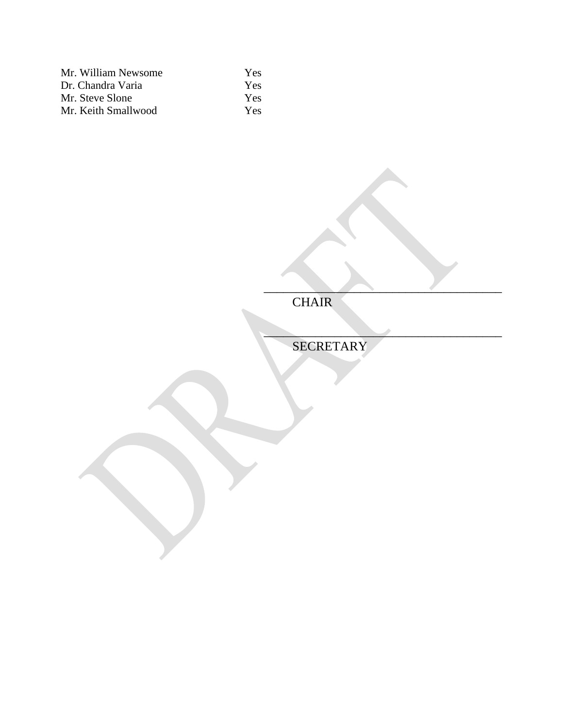| | |
|---|---|
| Mr. William Newsome | Yes |
| Dr. Chandra Varia | Yes |
| Mr. Steve Slone | Yes |
| Mr. Keith Smallwood | Yes |

\_\_\_\_\_\_\_\_\_\_\_\_\_\_\_\_\_\_\_\_\_\_\_\_\_\_\_\_\_\_\_\_\_\_\_\_\_\_\_

CHAIR

\_\_\_\_\_\_\_\_\_\_\_\_\_\_\_\_\_\_\_\_\_\_\_\_\_\_\_\_\_\_\_\_\_\_\_\_\_\_\_

SECRETARY

DRAFT